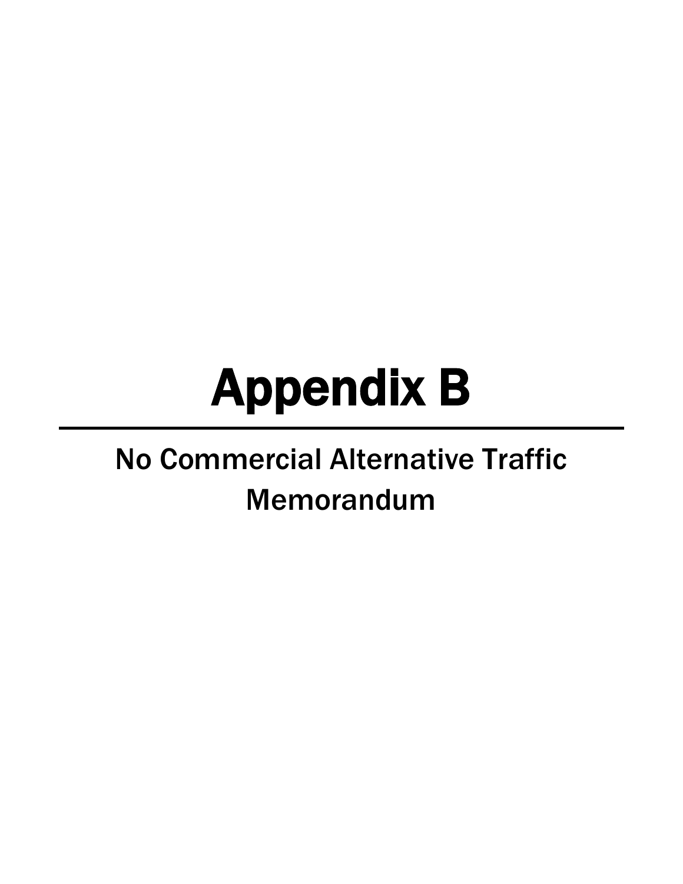# Appendix B

---

## No Commercial Alternative Traffic Memorandum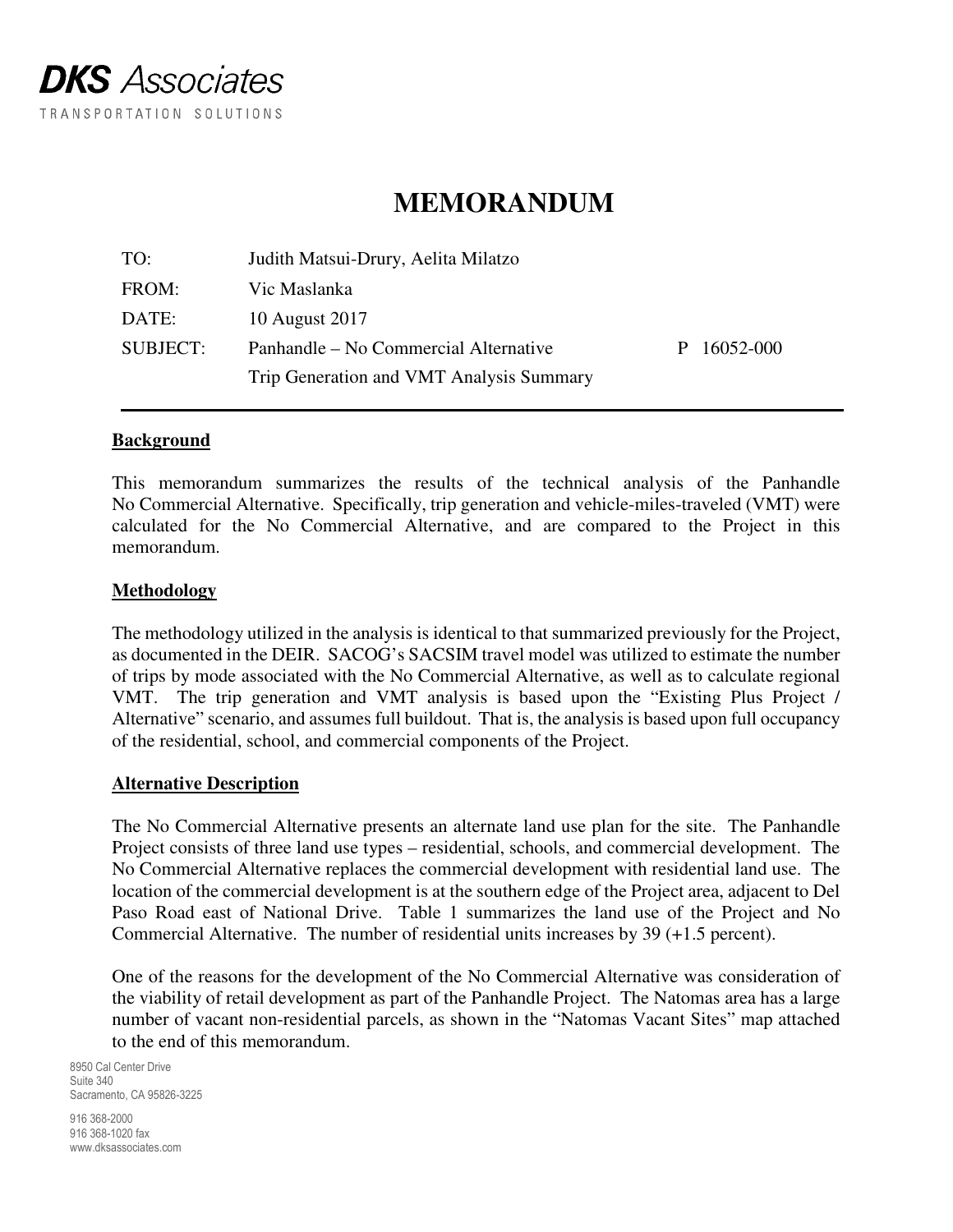**DKS** Associates

TRANSPORTATION SOLUTIONS

# MEMORANDUM

| | | |
|---|---|---|
| TO: | Judith Matsui-Drury, Aelita Milatzo | |
| FROM: | Vic Maslanka | |
| DATE: | 10 August 2017 | |
| SUBJECT: | Panhandle – No Commercial Alternative<br>Trip Generation and VMT Analysis Summary | P 16052-000 |

## Background

This memorandum summarizes the results of the technical analysis of the Panhandle No Commercial Alternative. Specifically, trip generation and vehicle-miles-traveled (VMT) were calculated for the No Commercial Alternative, and are compared to the Project in this memorandum.

## Methodology

The methodology utilized in the analysis is identical to that summarized previously for the Project, as documented in the DEIR. SACOG's SACSIM travel model was utilized to estimate the number of trips by mode associated with the No Commercial Alternative, as well as to calculate regional VMT. The trip generation and VMT analysis is based upon the "Existing Plus Project / Alternative" scenario, and assumes full buildout. That is, the analysis is based upon full occupancy of the residential, school, and commercial components of the Project.

## Alternative Description

The No Commercial Alternative presents an alternate land use plan for the site. The Panhandle Project consists of three land use types – residential, schools, and commercial development. The No Commercial Alternative replaces the commercial development with residential land use. The location of the commercial development is at the southern edge of the Project area, adjacent to Del Paso Road east of National Drive. Table 1 summarizes the land use of the Project and No Commercial Alternative. The number of residential units increases by 39 (+1.5 percent).

One of the reasons for the development of the No Commercial Alternative was consideration of the viability of retail development as part of the Panhandle Project. The Natomas area has a large number of vacant non-residential parcels, as shown in the "Natomas Vacant Sites" map attached to the end of this memorandum.

8950 Cal Center Drive
Suite 340
Sacramento, CA 95826-3225

916 368-2000
916 368-1020 fax
www.dksassociates.com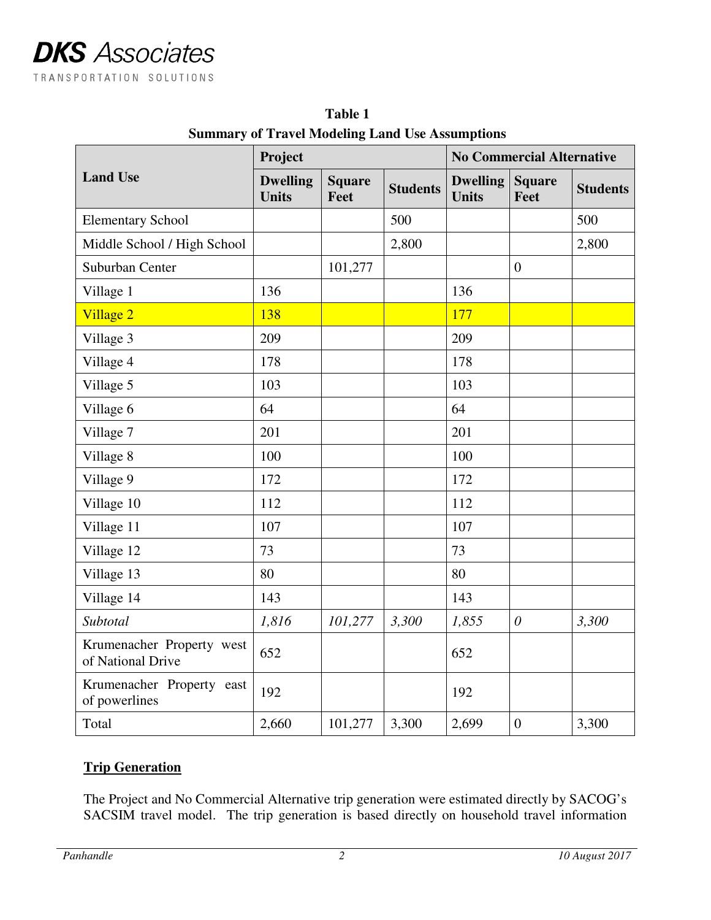**Table 1**
**Summary of Travel Modeling Land Use Assumptions**

| Land Use | Project | | | No Commercial Alternative | | |
|---|---|---|---|---|---|---|
| | Dwelling Units | Square Feet | Students | Dwelling Units | Square Feet | Students |
| Elementary School | | | 500 | | | 500 |
| Middle School / High School | | | 2,800 | | | 2,800 |
| Suburban Center | | 101,277 | | | 0 | |
| Village 1 | 136 | | | 136 | | |
| Village 2 | 138 | | | 177 | | |
| Village 3 | 209 | | | 209 | | |
| Village 4 | 178 | | | 178 | | |
| Village 5 | 103 | | | 103 | | |
| Village 6 | 64 | | | 64 | | |
| Village 7 | 201 | | | 201 | | |
| Village 8 | 100 | | | 100 | | |
| Village 9 | 172 | | | 172 | | |
| Village 10 | 112 | | | 112 | | |
| Village 11 | 107 | | | 107 | | |
| Village 12 | 73 | | | 73 | | |
| Village 13 | 80 | | | 80 | | |
| Village 14 | 143 | | | 143 | | |
| *Subtotal* | *1,816* | *101,277* | *3,300* | *1,855* | *0* | *3,300* |
| Krumenacher Property west of National Drive | 652 | | | 652 | | |
| Krumenacher Property east of powerlines | 192 | | | 192 | | |
| Total | 2,660 | 101,277 | 3,300 | 2,699 | 0 | 3,300 |

## Trip Generation

The Project and No Commercial Alternative trip generation were estimated directly by SACOG's SACSIM travel model. The trip generation is based directly on household travel information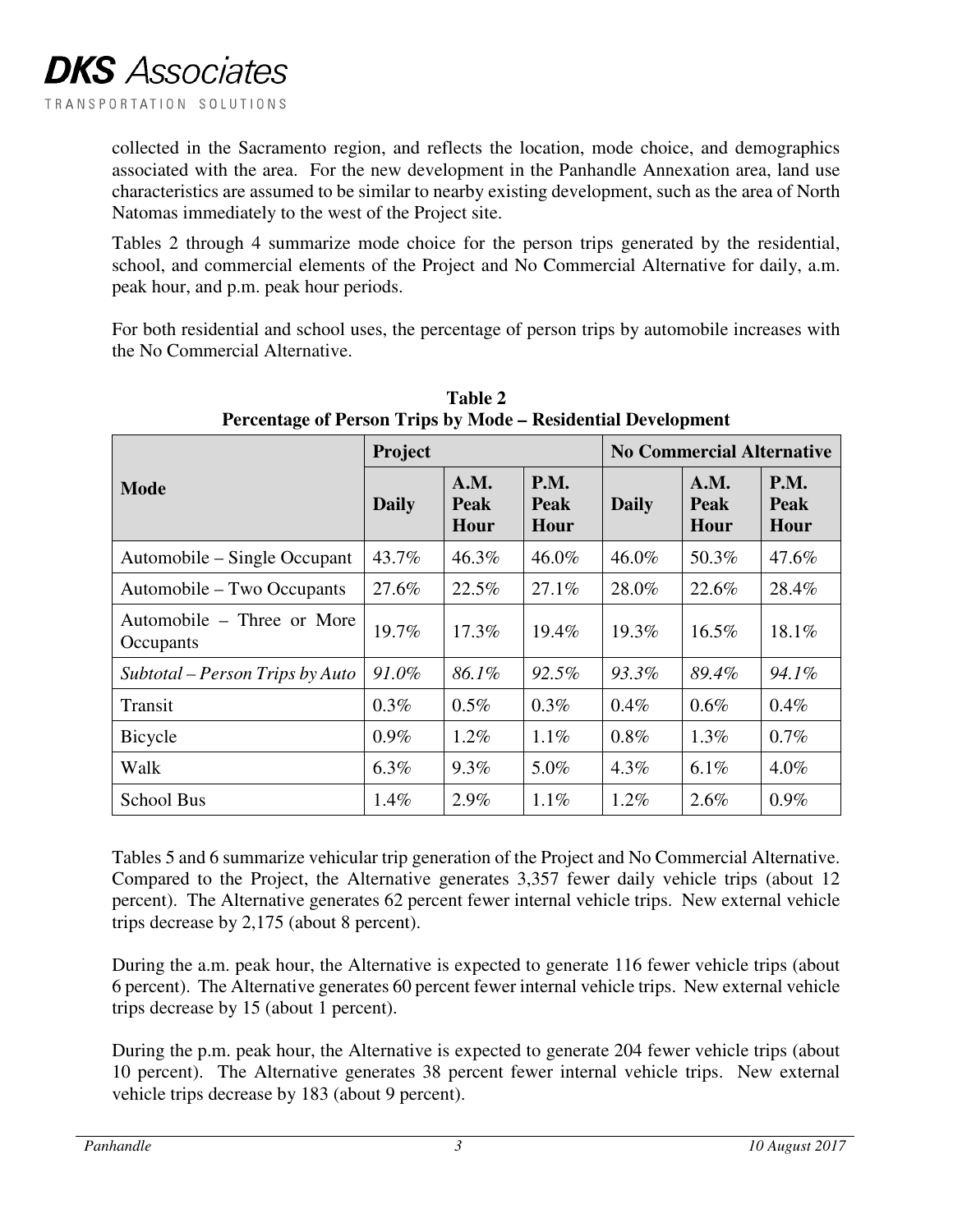collected in the Sacramento region, and reflects the location, mode choice, and demographics associated with the area. For the new development in the Panhandle Annexation area, land use characteristics are assumed to be similar to nearby existing development, such as the area of North Natomas immediately to the west of the Project site.

Tables 2 through 4 summarize mode choice for the person trips generated by the residential, school, and commercial elements of the Project and No Commercial Alternative for daily, a.m. peak hour, and p.m. peak hour periods.

For both residential and school uses, the percentage of person trips by automobile increases with the No Commercial Alternative.

**Table 2**
**Percentage of Person Trips by Mode – Residential Development**

| Mode | Project | | | No Commercial Alternative | | |
|---|---|---|---|---|---|---|
| | Daily | A.M. Peak Hour | P.M. Peak Hour | Daily | A.M. Peak Hour | P.M. Peak Hour |
| Automobile – Single Occupant | 43.7% | 46.3% | 46.0% | 46.0% | 50.3% | 47.6% |
| Automobile – Two Occupants | 27.6% | 22.5% | 27.1% | 28.0% | 22.6% | 28.4% |
| Automobile – Three or More Occupants | 19.7% | 17.3% | 19.4% | 19.3% | 16.5% | 18.1% |
| *Subtotal – Person Trips by Auto* | *91.0%* | *86.1%* | *92.5%* | *93.3%* | *89.4%* | *94.1%* |
| Transit | 0.3% | 0.5% | 0.3% | 0.4% | 0.6% | 0.4% |
| Bicycle | 0.9% | 1.2% | 1.1% | 0.8% | 1.3% | 0.7% |
| Walk | 6.3% | 9.3% | 5.0% | 4.3% | 6.1% | 4.0% |
| School Bus | 1.4% | 2.9% | 1.1% | 1.2% | 2.6% | 0.9% |

Tables 5 and 6 summarize vehicular trip generation of the Project and No Commercial Alternative. Compared to the Project, the Alternative generates 3,357 fewer daily vehicle trips (about 12 percent). The Alternative generates 62 percent fewer internal vehicle trips. New external vehicle trips decrease by 2,175 (about 8 percent).

During the a.m. peak hour, the Alternative is expected to generate 116 fewer vehicle trips (about 6 percent). The Alternative generates 60 percent fewer internal vehicle trips. New external vehicle trips decrease by 15 (about 1 percent).

During the p.m. peak hour, the Alternative is expected to generate 204 fewer vehicle trips (about 10 percent). The Alternative generates 38 percent fewer internal vehicle trips. New external vehicle trips decrease by 183 (about 9 percent).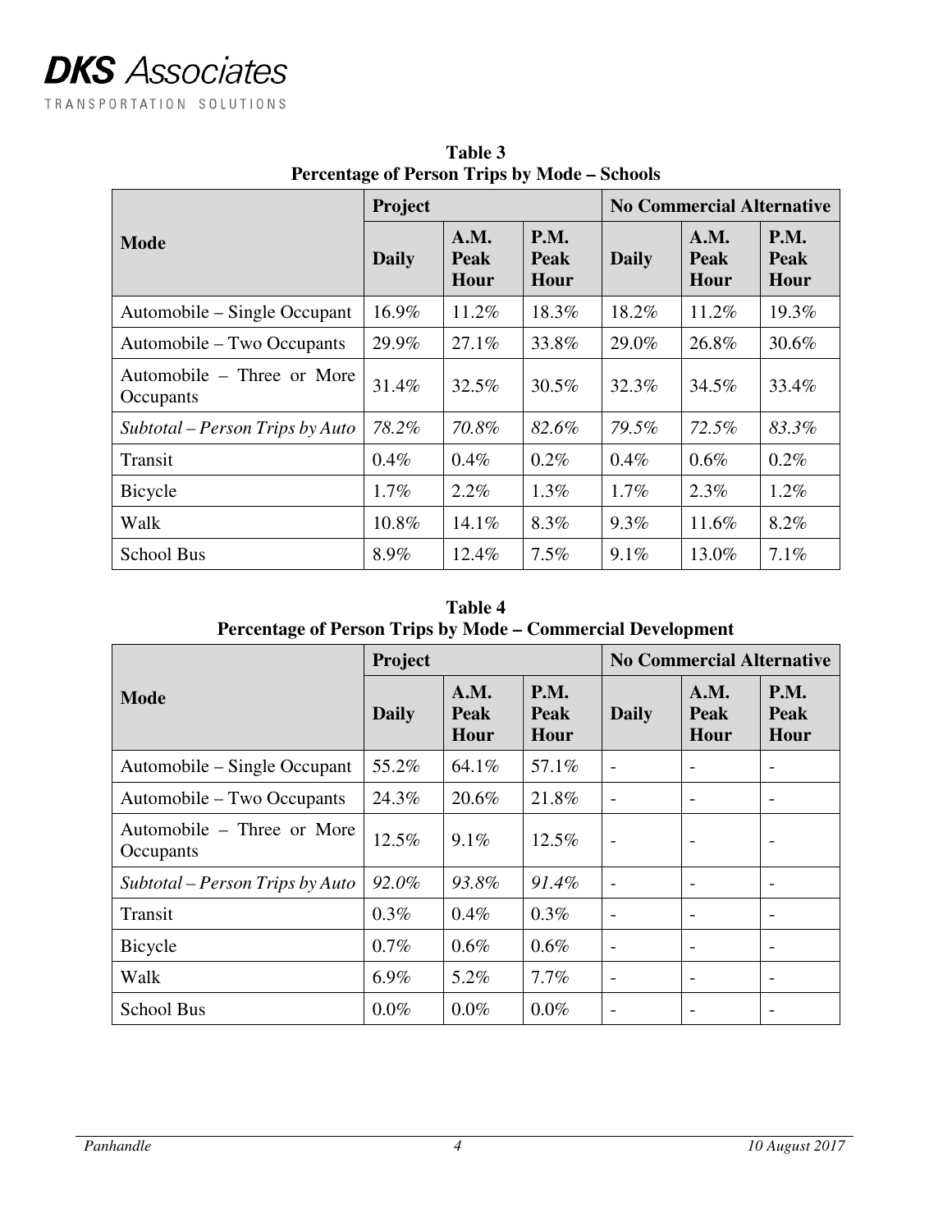**Table 3**
**Percentage of Person Trips by Mode – Schools**

| Mode | Project | | | No Commercial Alternative | | |
|---|---|---|---|---|---|---|
| | Daily | A.M. Peak Hour | P.M. Peak Hour | Daily | A.M. Peak Hour | P.M. Peak Hour |
| Automobile – Single Occupant | 16.9% | 11.2% | 18.3% | 18.2% | 11.2% | 19.3% |
| Automobile – Two Occupants | 29.9% | 27.1% | 33.8% | 29.0% | 26.8% | 30.6% |
| Automobile – Three or More Occupants | 31.4% | 32.5% | 30.5% | 32.3% | 34.5% | 33.4% |
| *Subtotal – Person Trips by Auto* | *78.2%* | *70.8%* | *82.6%* | *79.5%* | *72.5%* | *83.3%* |
| Transit | 0.4% | 0.4% | 0.2% | 0.4% | 0.6% | 0.2% |
| Bicycle | 1.7% | 2.2% | 1.3% | 1.7% | 2.3% | 1.2% |
| Walk | 10.8% | 14.1% | 8.3% | 9.3% | 11.6% | 8.2% |
| School Bus | 8.9% | 12.4% | 7.5% | 9.1% | 13.0% | 7.1% |

**Table 4**
**Percentage of Person Trips by Mode – Commercial Development**

| Mode | Project | | | No Commercial Alternative | | |
|---|---|---|---|---|---|---|
| | Daily | A.M. Peak Hour | P.M. Peak Hour | Daily | A.M. Peak Hour | P.M. Peak Hour |
| Automobile – Single Occupant | 55.2% | 64.1% | 57.1% | - | - | - |
| Automobile – Two Occupants | 24.3% | 20.6% | 21.8% | - | - | - |
| Automobile – Three or More Occupants | 12.5% | 9.1% | 12.5% | - | - | - |
| *Subtotal – Person Trips by Auto* | *92.0%* | *93.8%* | *91.4%* | - | - | - |
| Transit | 0.3% | 0.4% | 0.3% | - | - | - |
| Bicycle | 0.7% | 0.6% | 0.6% | - | - | - |
| Walk | 6.9% | 5.2% | 7.7% | - | - | - |
| School Bus | 0.0% | 0.0% | 0.0% | - | - | - |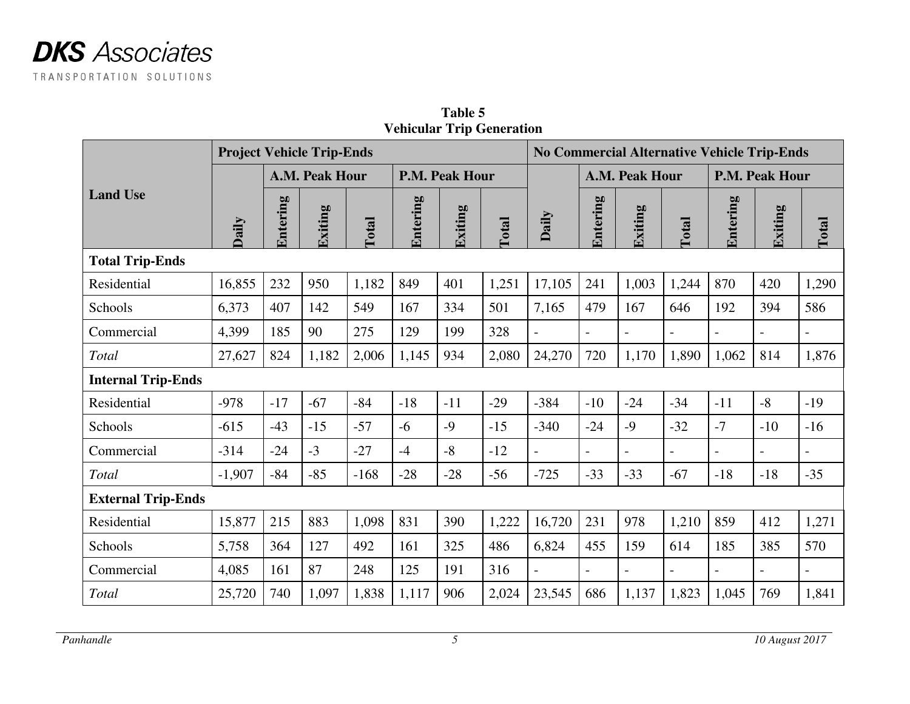**Table 5**
**Vehicular Trip Generation**

| Land Use | Project Vehicle Trip-Ends | | | | | | | No Commercial Alternative Vehicle Trip-Ends | | | | | | |
|---|---|---|---|---|---|---|---|---|---|---|---|---|---|---|
| | | A.M. Peak Hour | | | P.M. Peak Hour | | | | A.M. Peak Hour | | | P.M. Peak Hour | | |
| | Daily | Entering | Exiting | Total | Entering | Exiting | Total | Daily | Entering | Exiting | Total | Entering | Exiting | Total |
| **Total Trip-Ends** | | | | | | | | | | | | | | |
| Residential | 16,855 | 232 | 950 | 1,182 | 849 | 401 | 1,251 | 17,105 | 241 | 1,003 | 1,244 | 870 | 420 | 1,290 |
| Schools | 6,373 | 407 | 142 | 549 | 167 | 334 | 501 | 7,165 | 479 | 167 | 646 | 192 | 394 | 586 |
| Commercial | 4,399 | 185 | 90 | 275 | 129 | 199 | 328 | - | - | - | - | - | - | - |
| *Total* | 27,627 | 824 | 1,182 | 2,006 | 1,145 | 934 | 2,080 | 24,270 | 720 | 1,170 | 1,890 | 1,062 | 814 | 1,876 |
| **Internal Trip-Ends** | | | | | | | | | | | | | | |
| Residential | -978 | -17 | -67 | -84 | -18 | -11 | -29 | -384 | -10 | -24 | -34 | -11 | -8 | -19 |
| Schools | -615 | -43 | -15 | -57 | -6 | -9 | -15 | -340 | -24 | -9 | -32 | -7 | -10 | -16 |
| Commercial | -314 | -24 | -3 | -27 | -4 | -8 | -12 | - | - | - | - | - | - | - |
| *Total* | -1,907 | -84 | -85 | -168 | -28 | -28 | -56 | -725 | -33 | -33 | -67 | -18 | -18 | -35 |
| **External Trip-Ends** | | | | | | | | | | | | | | |
| Residential | 15,877 | 215 | 883 | 1,098 | 831 | 390 | 1,222 | 16,720 | 231 | 978 | 1,210 | 859 | 412 | 1,271 |
| Schools | 5,758 | 364 | 127 | 492 | 161 | 325 | 486 | 6,824 | 455 | 159 | 614 | 185 | 385 | 570 |
| Commercial | 4,085 | 161 | 87 | 248 | 125 | 191 | 316 | - | - | - | - | - | - | - |
| *Total* | 25,720 | 740 | 1,097 | 1,838 | 1,117 | 906 | 2,024 | 23,545 | 686 | 1,137 | 1,823 | 1,045 | 769 | 1,841 |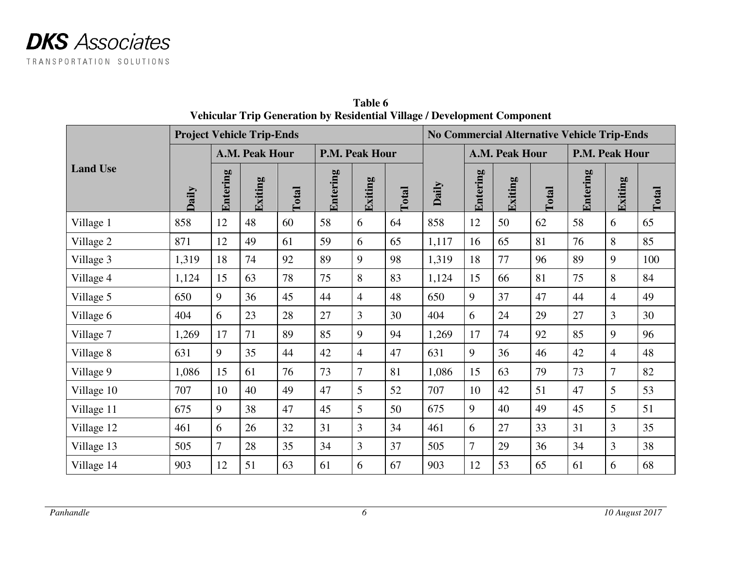**Table 6**
**Vehicular Trip Generation by Residential Village / Development Component**

| Land Use | Project Vehicle Trip-Ends | | | | | | | No Commercial Alternative Vehicle Trip-Ends | | | | | | |
|---|---|---|---|---|---|---|---|---|---|---|---|---|---|---|
| | | A.M. Peak Hour | | | P.M. Peak Hour | | | | A.M. Peak Hour | | | P.M. Peak Hour | | |
| | Daily | Entering | Exiting | Total | Entering | Exiting | Total | Daily | Entering | Exiting | Total | Entering | Exiting | Total |
| Village 1 | 858 | 12 | 48 | 60 | 58 | 6 | 64 | 858 | 12 | 50 | 62 | 58 | 6 | 65 |
| Village 2 | 871 | 12 | 49 | 61 | 59 | 6 | 65 | 1,117 | 16 | 65 | 81 | 76 | 8 | 85 |
| Village 3 | 1,319 | 18 | 74 | 92 | 89 | 9 | 98 | 1,319 | 18 | 77 | 96 | 89 | 9 | 100 |
| Village 4 | 1,124 | 15 | 63 | 78 | 75 | 8 | 83 | 1,124 | 15 | 66 | 81 | 75 | 8 | 84 |
| Village 5 | 650 | 9 | 36 | 45 | 44 | 4 | 48 | 650 | 9 | 37 | 47 | 44 | 4 | 49 |
| Village 6 | 404 | 6 | 23 | 28 | 27 | 3 | 30 | 404 | 6 | 24 | 29 | 27 | 3 | 30 |
| Village 7 | 1,269 | 17 | 71 | 89 | 85 | 9 | 94 | 1,269 | 17 | 74 | 92 | 85 | 9 | 96 |
| Village 8 | 631 | 9 | 35 | 44 | 42 | 4 | 47 | 631 | 9 | 36 | 46 | 42 | 4 | 48 |
| Village 9 | 1,086 | 15 | 61 | 76 | 73 | 7 | 81 | 1,086 | 15 | 63 | 79 | 73 | 7 | 82 |
| Village 10 | 707 | 10 | 40 | 49 | 47 | 5 | 52 | 707 | 10 | 42 | 51 | 47 | 5 | 53 |
| Village 11 | 675 | 9 | 38 | 47 | 45 | 5 | 50 | 675 | 9 | 40 | 49 | 45 | 5 | 51 |
| Village 12 | 461 | 6 | 26 | 32 | 31 | 3 | 34 | 461 | 6 | 27 | 33 | 31 | 3 | 35 |
| Village 13 | 505 | 7 | 28 | 35 | 34 | 3 | 37 | 505 | 7 | 29 | 36 | 34 | 3 | 38 |
| Village 14 | 903 | 12 | 51 | 63 | 61 | 6 | 67 | 903 | 12 | 53 | 65 | 61 | 6 | 68 |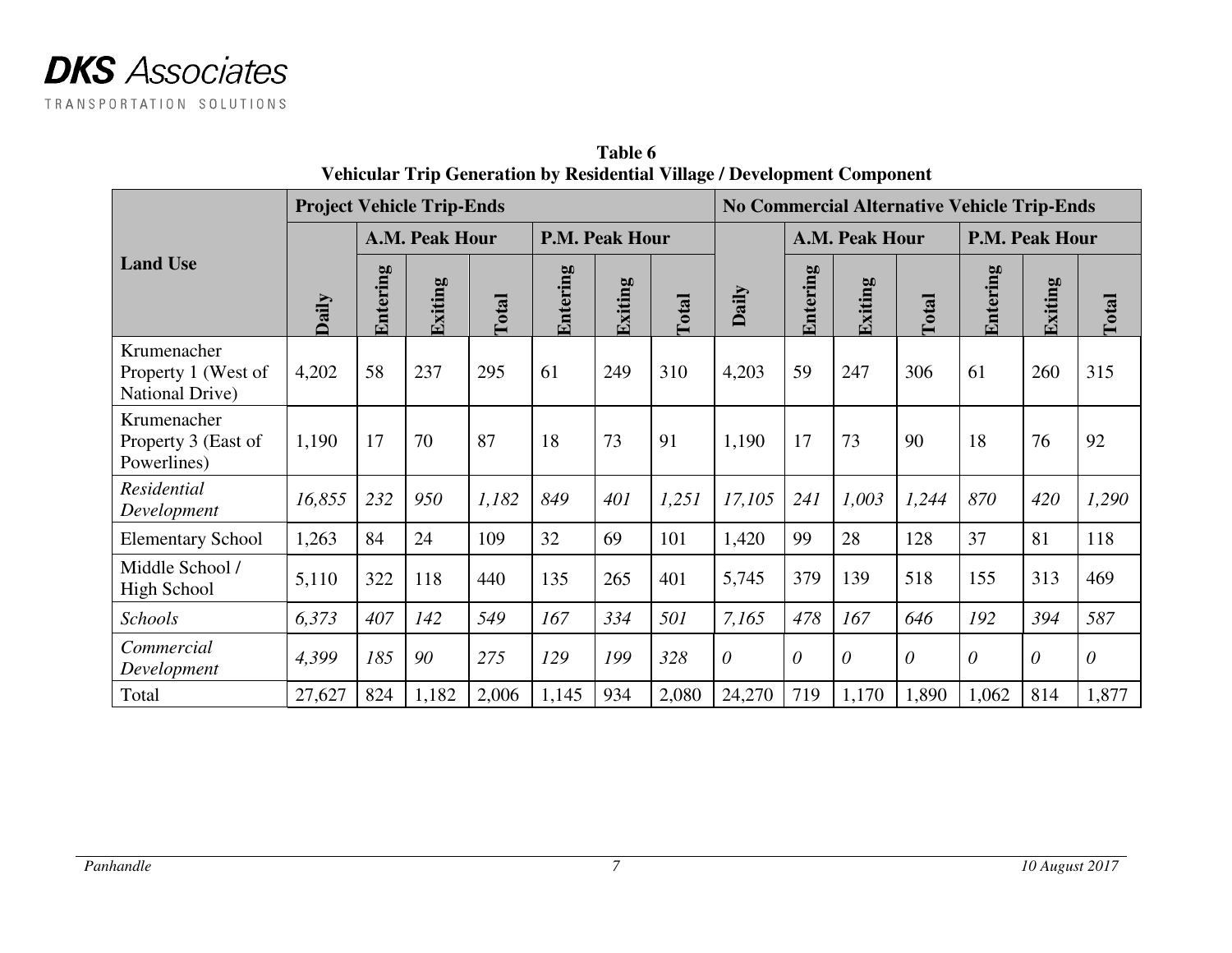**Table 6**
**Vehicular Trip Generation by Residential Village / Development Component**

| Land Use | Project Vehicle Trip-Ends | | | | | | | No Commercial Alternative Vehicle Trip-Ends | | | | | | |
|---|---|---|---|---|---|---|---|---|---|---|---|---|---|---|
| | | A.M. Peak Hour | | | P.M. Peak Hour | | | | A.M. Peak Hour | | | P.M. Peak Hour | | |
| | Daily | Entering | Exiting | Total | Entering | Exiting | Total | Daily | Entering | Exiting | Total | Entering | Exiting | Total |
| Krumenacher Property 1 (West of National Drive) | 4,202 | 58 | 237 | 295 | 61 | 249 | 310 | 4,203 | 59 | 247 | 306 | 61 | 260 | 315 |
| Krumenacher Property 3 (East of Powerlines) | 1,190 | 17 | 70 | 87 | 18 | 73 | 91 | 1,190 | 17 | 73 | 90 | 18 | 76 | 92 |
| *Residential Development* | *16,855* | *232* | *950* | *1,182* | *849* | *401* | *1,251* | *17,105* | *241* | *1,003* | *1,244* | *870* | *420* | *1,290* |
| Elementary School | 1,263 | 84 | 24 | 109 | 32 | 69 | 101 | 1,420 | 99 | 28 | 128 | 37 | 81 | 118 |
| Middle School / High School | 5,110 | 322 | 118 | 440 | 135 | 265 | 401 | 5,745 | 379 | 139 | 518 | 155 | 313 | 469 |
| *Schools* | *6,373* | *407* | *142* | *549* | *167* | *334* | *501* | *7,165* | *478* | *167* | *646* | *192* | *394* | *587* |
| *Commercial Development* | *4,399* | *185* | *90* | *275* | *129* | *199* | *328* | *0* | *0* | *0* | *0* | *0* | *0* | *0* |
| Total | 27,627 | 824 | 1,182 | 2,006 | 1,145 | 934 | 2,080 | 24,270 | 719 | 1,170 | 1,890 | 1,062 | 814 | 1,877 |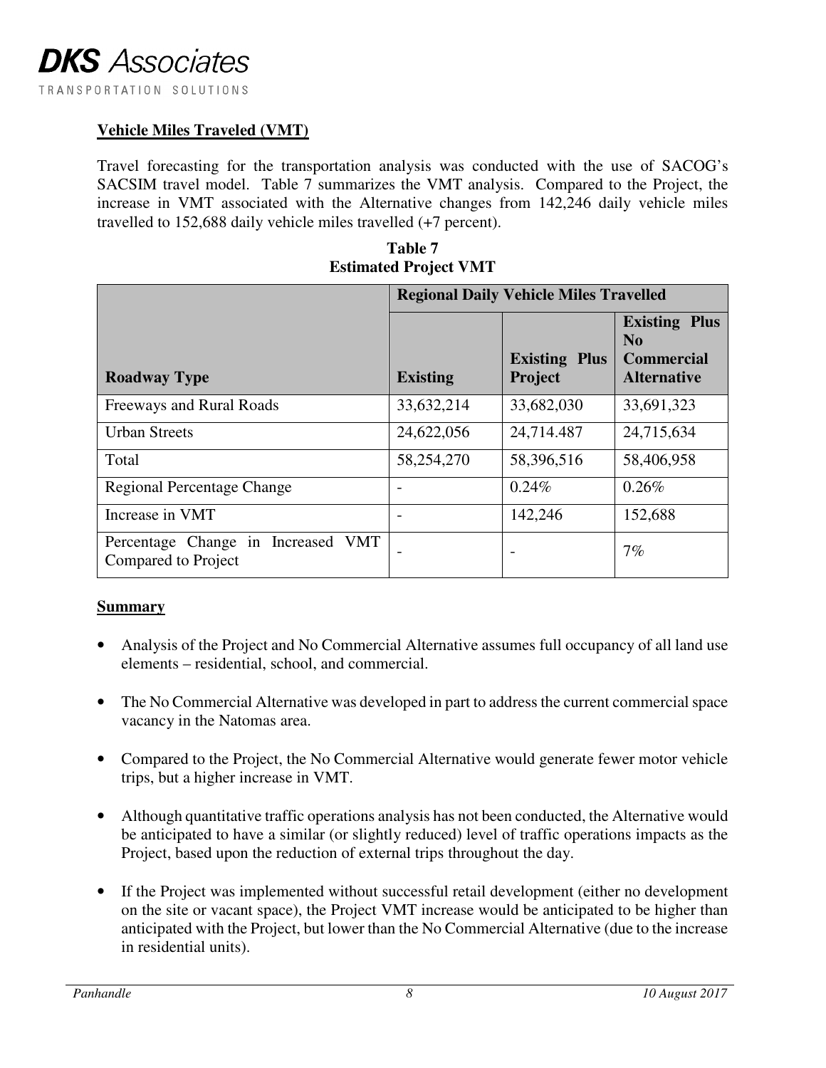## Vehicle Miles Traveled (VMT)

Travel forecasting for the transportation analysis was conducted with the use of SACOG's SACSIM travel model. Table 7 summarizes the VMT analysis. Compared to the Project, the increase in VMT associated with the Alternative changes from 142,246 daily vehicle miles travelled to 152,688 daily vehicle miles travelled (+7 percent).

**Table 7**
**Estimated Project VMT**

| | Regional Daily Vehicle Miles Travelled | | |
|---|---|---|---|
| **Roadway Type** | **Existing** | **Existing Plus Project** | **Existing Plus No Commercial Alternative** |
| Freeways and Rural Roads | 33,632,214 | 33,682,030 | 33,691,323 |
| Urban Streets | 24,622,056 | 24,714.487 | 24,715,634 |
| Total | 58,254,270 | 58,396,516 | 58,406,958 |
| Regional Percentage Change | - | 0.24% | 0.26% |
| Increase in VMT | - | 142,246 | 152,688 |
| Percentage Change in Increased VMT Compared to Project | - | - | 7% |

## Summary

- Analysis of the Project and No Commercial Alternative assumes full occupancy of all land use elements – residential, school, and commercial.
- The No Commercial Alternative was developed in part to address the current commercial space vacancy in the Natomas area.
- Compared to the Project, the No Commercial Alternative would generate fewer motor vehicle trips, but a higher increase in VMT.
- Although quantitative traffic operations analysis has not been conducted, the Alternative would be anticipated to have a similar (or slightly reduced) level of traffic operations impacts as the Project, based upon the reduction of external trips throughout the day.
- If the Project was implemented without successful retail development (either no development on the site or vacant space), the Project VMT increase would be anticipated to be higher than anticipated with the Project, but lower than the No Commercial Alternative (due to the increase in residential units).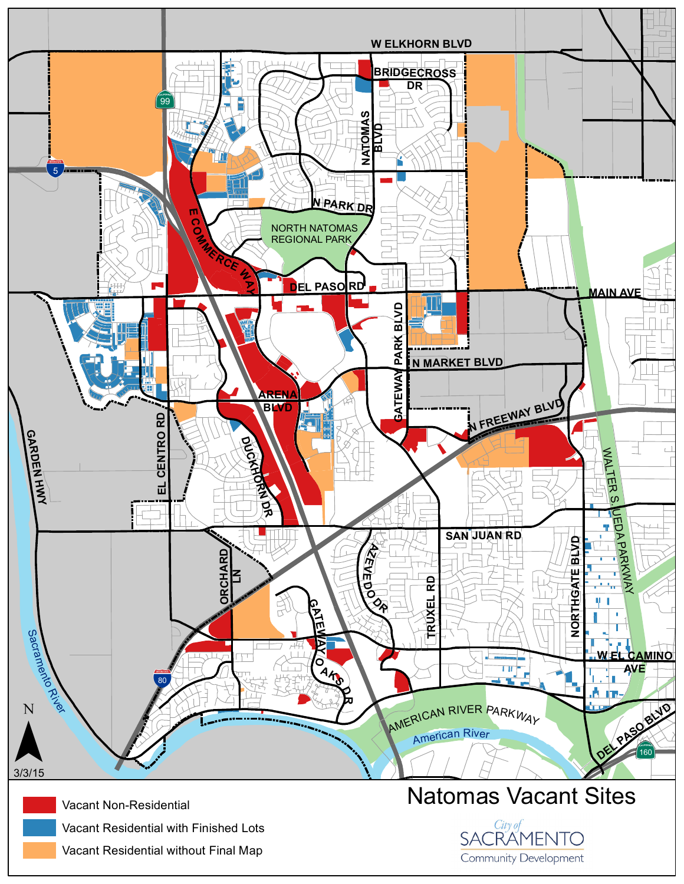# Natomas Vacant Sites

W ELKHORN BLVD
BRIDGECROSS DR
NATOMAS BLVD
N PARK DR
NORTH NATOMAS REGIONAL PARK
E COMMERCE WAY
DEL PASO RD
MAIN AVE
GATEWAY PARK BLVD
N MARKET BLVD
ARENA BLVD
N FREEWAY BLVD
EL CENTRO RD
DUCKHORN DR
GARDEN HWY
SAN JUAN RD
ORCHARD LN
AZEVEDO DR
TRUXEL RD
NORTHGATE BLVD
WALTER S. UEDA PARKWAY
GATEWAY OAKS DR
W EL CAMINO AVE
AMERICAN RIVER PARKWAY
American River
Sacramento River
DEL PASO BLVD
5
99
80
160
N
3/3/15

- Vacant Non-Residential
- Vacant Residential with Finished Lots
- Vacant Residential without Final Map

City of SACRAMENTO
Community Development